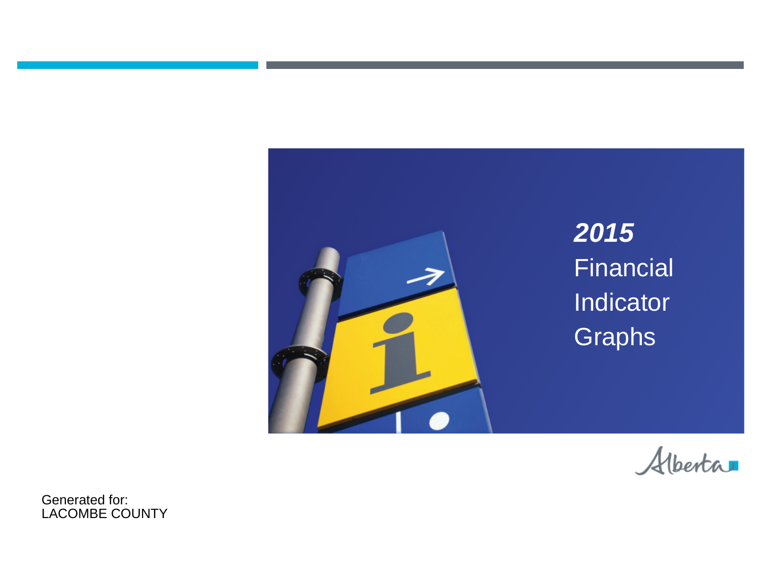# *2015* Financial Indicator Graphs

Alberta

Generated for:
LACOMBE COUNTY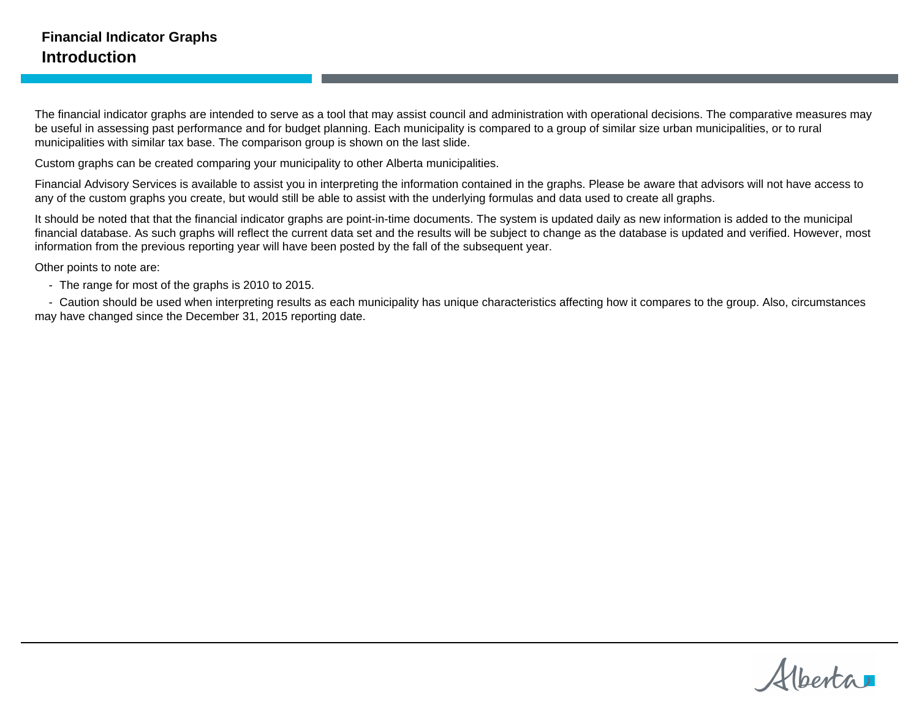**Financial Indicator Graphs**

## Introduction

The financial indicator graphs are intended to serve as a tool that may assist council and administration with operational decisions. The comparative measures may be useful in assessing past performance and for budget planning. Each municipality is compared to a group of similar size urban municipalities, or to rural municipalities with similar tax base. The comparison group is shown on the last slide.

Custom graphs can be created comparing your municipality to other Alberta municipalities.

Financial Advisory Services is available to assist you in interpreting the information contained in the graphs. Please be aware that advisors will not have access to any of the custom graphs you create, but would still be able to assist with the underlying formulas and data used to create all graphs.

It should be noted that that the financial indicator graphs are point-in-time documents. The system is updated daily as new information is added to the municipal financial database. As such graphs will reflect the current data set and the results will be subject to change as the database is updated and verified. However, most information from the previous reporting year will have been posted by the fall of the subsequent year.

Other points to note are:

- The range for most of the graphs is 2010 to 2015.
- Caution should be used when interpreting results as each municipality has unique characteristics affecting how it compares to the group. Also, circumstances may have changed since the December 31, 2015 reporting date.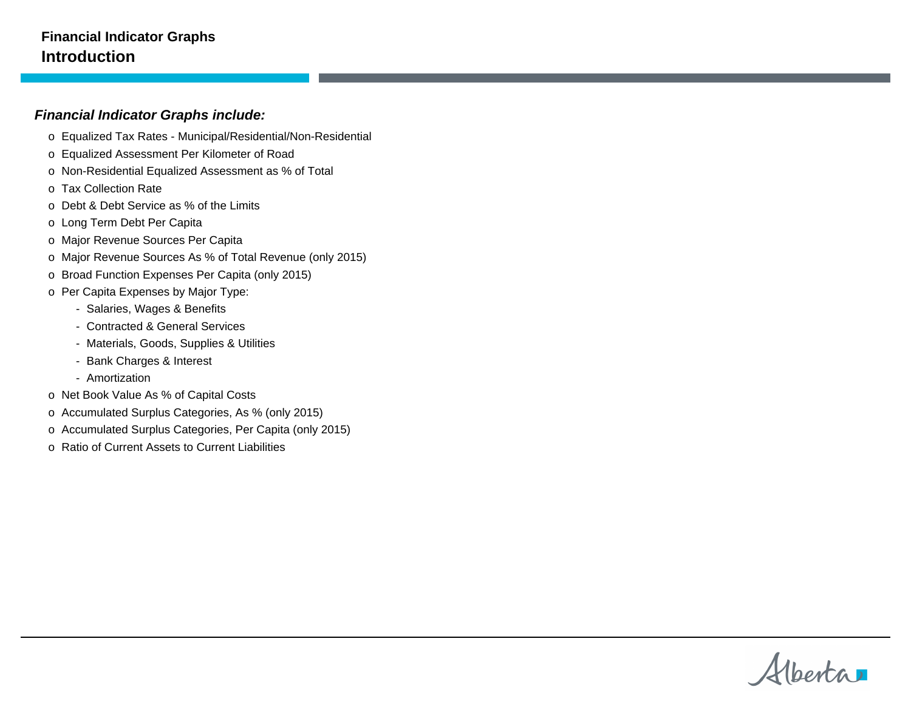# Financial Indicator Graphs
## Introduction

***Financial Indicator Graphs include:***

- Equalized Tax Rates - Municipal/Residential/Non-Residential
- Equalized Assessment Per Kilometer of Road
- Non-Residential Equalized Assessment as % of Total
- Tax Collection Rate
- Debt & Debt Service as % of the Limits
- Long Term Debt Per Capita
- Major Revenue Sources Per Capita
- Major Revenue Sources As % of Total Revenue (only 2015)
- Broad Function Expenses Per Capita (only 2015)
- Per Capita Expenses by Major Type:
  - Salaries, Wages & Benefits
  - Contracted & General Services
  - Materials, Goods, Supplies & Utilities
  - Bank Charges & Interest
  - Amortization
- Net Book Value As % of Capital Costs
- Accumulated Surplus Categories, As % (only 2015)
- Accumulated Surplus Categories, Per Capita (only 2015)
- Ratio of Current Assets to Current Liabilities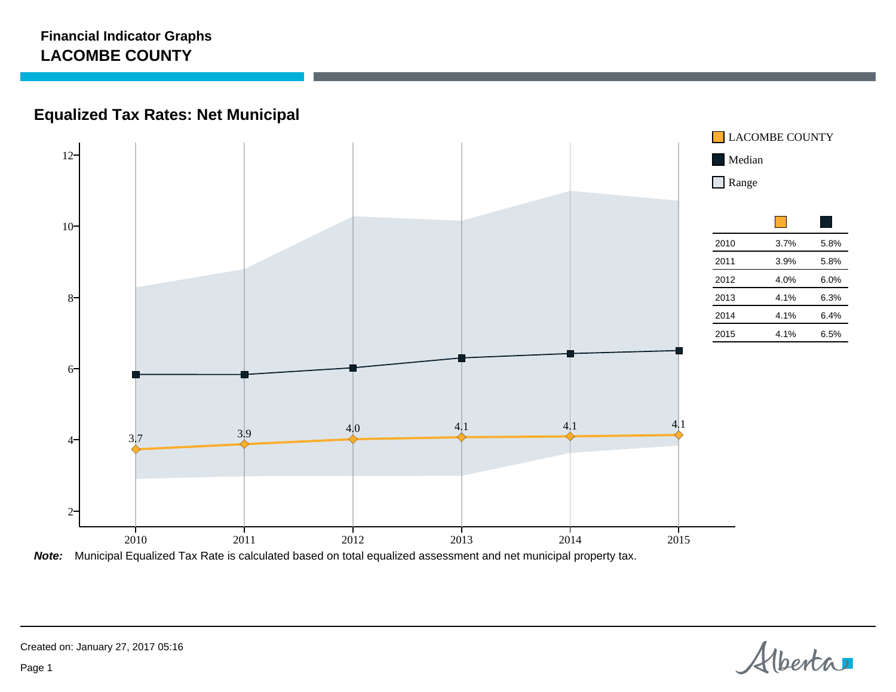**Financial Indicator Graphs**

# LACOMBE COUNTY

## Equalized Tax Rates: Net Municipal

LACOMBE COUNTY

Median

Range

| | LACOMBE COUNTY | Median |
|---|---|---|
| 2010 | 3.7% | 5.8% |
| 2011 | 3.9% | 5.8% |
| 2012 | 4.0% | 6.0% |
| 2013 | 4.1% | 6.3% |
| 2014 | 4.1% | 6.4% |
| 2015 | 4.1% | 6.5% |

***Note:*** Municipal Equalized Tax Rate is calculated based on total equalized assessment and net municipal property tax.

Created on: January 27, 2017 05:16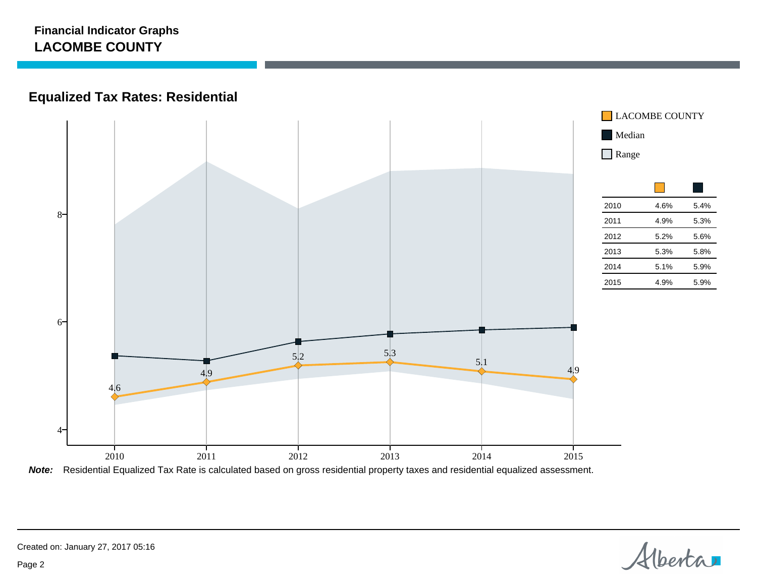**Financial Indicator Graphs**
**LACOMBE COUNTY**

## Equalized Tax Rates: Residential

LACOMBE COUNTY
Median
Range

| | LACOMBE COUNTY | Median |
|---|---|---|
| 2010 | 4.6% | 5.4% |
| 2011 | 4.9% | 5.3% |
| 2012 | 5.2% | 5.6% |
| 2013 | 5.3% | 5.8% |
| 2014 | 5.1% | 5.9% |
| 2015 | 4.9% | 5.9% |

***Note:*** Residential Equalized Tax Rate is calculated based on gross residential property taxes and residential equalized assessment.

Created on: January 27, 2017 05:16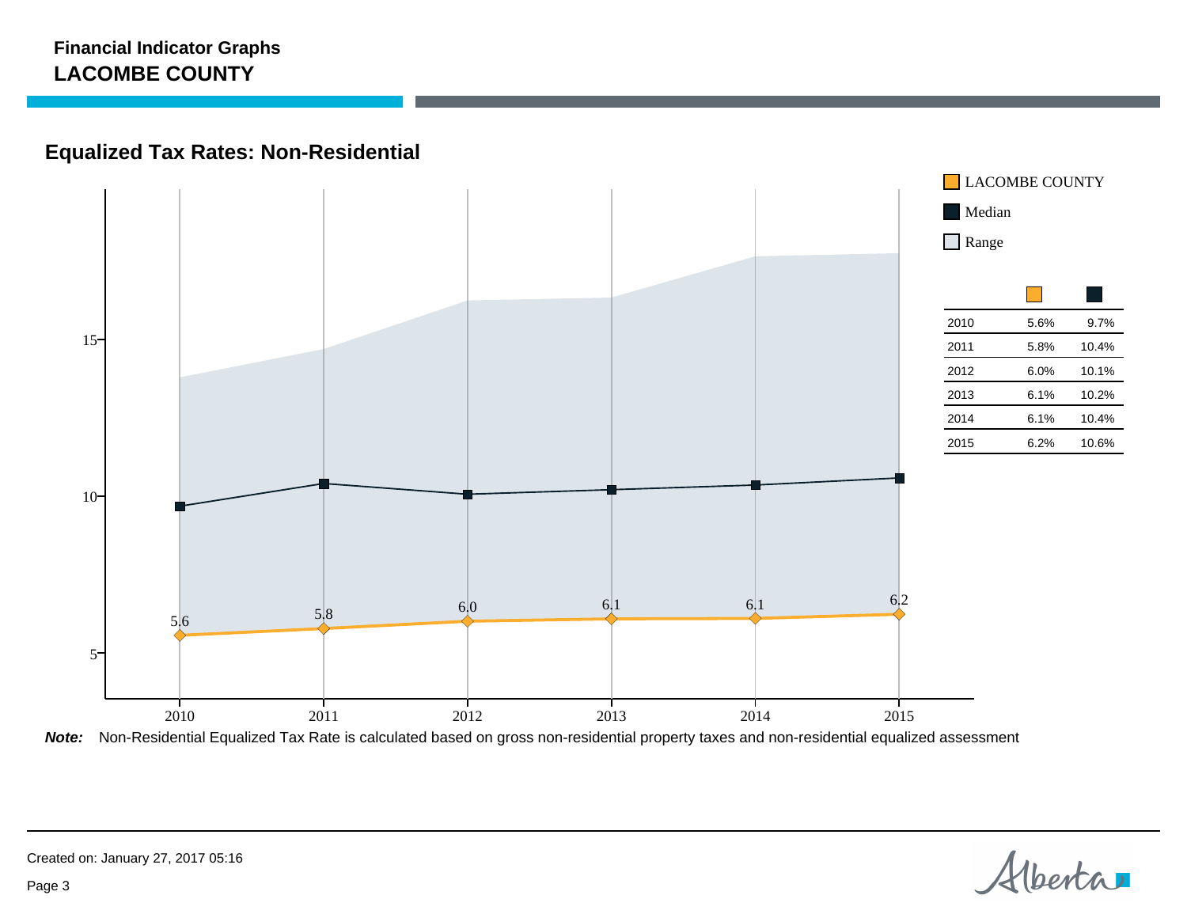**Financial Indicator Graphs**
**LACOMBE COUNTY**

## Equalized Tax Rates: Non-Residential

LACOMBE COUNTY
Median
Range

| | LACOMBE COUNTY | Median |
|---|---|---|
| 2010 | 5.6% | 9.7% |
| 2011 | 5.8% | 10.4% |
| 2012 | 6.0% | 10.1% |
| 2013 | 6.1% | 10.2% |
| 2014 | 6.1% | 10.4% |
| 2015 | 6.2% | 10.6% |

***Note:*** Non-Residential Equalized Tax Rate is calculated based on gross non-residential property taxes and non-residential equalized assessment

Created on: January 27, 2017 05:16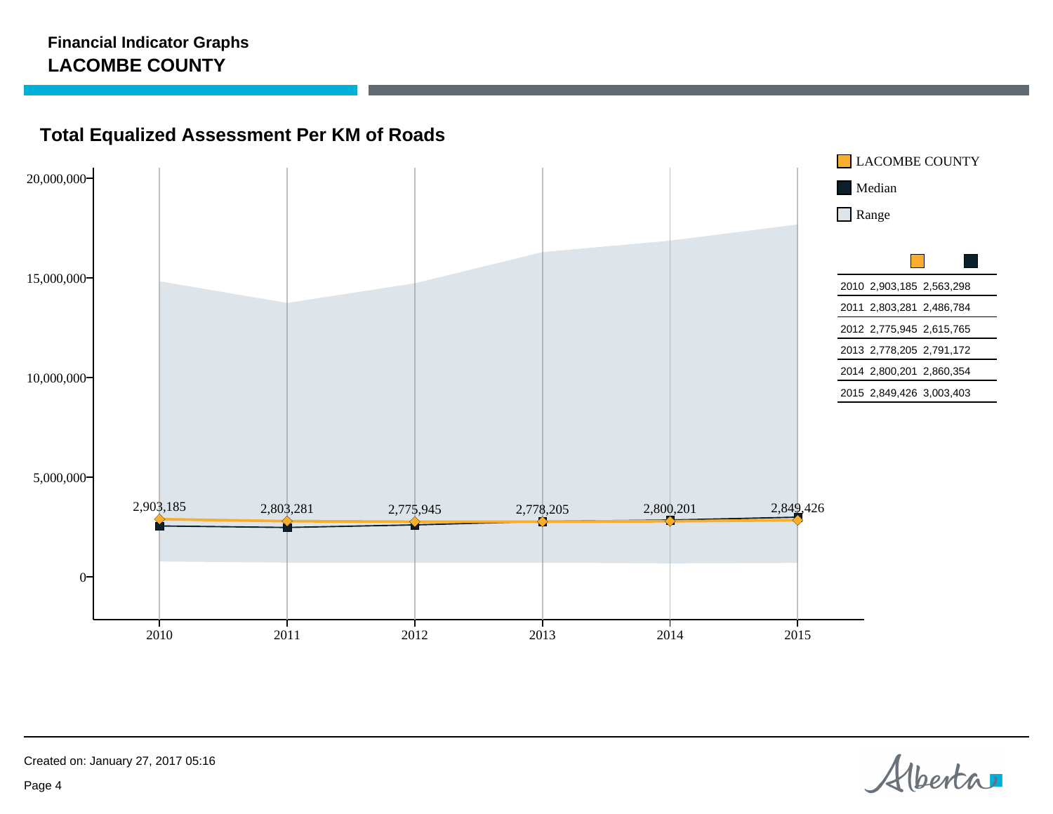**Financial Indicator Graphs**
**LACOMBE COUNTY**

## Total Equalized Assessment Per KM of Roads

Legend: LACOMBE COUNTY, Median, Range

| Year | LACOMBE COUNTY | Median |
|---|---|---|
| 2010 | 2,903,185 | 2,563,298 |
| 2011 | 2,803,281 | 2,486,784 |
| 2012 | 2,775,945 | 2,615,765 |
| 2013 | 2,778,205 | 2,791,172 |
| 2014 | 2,800,201 | 2,860,354 |
| 2015 | 2,849,426 | 3,003,403 |

Created on: January 27, 2017 05:16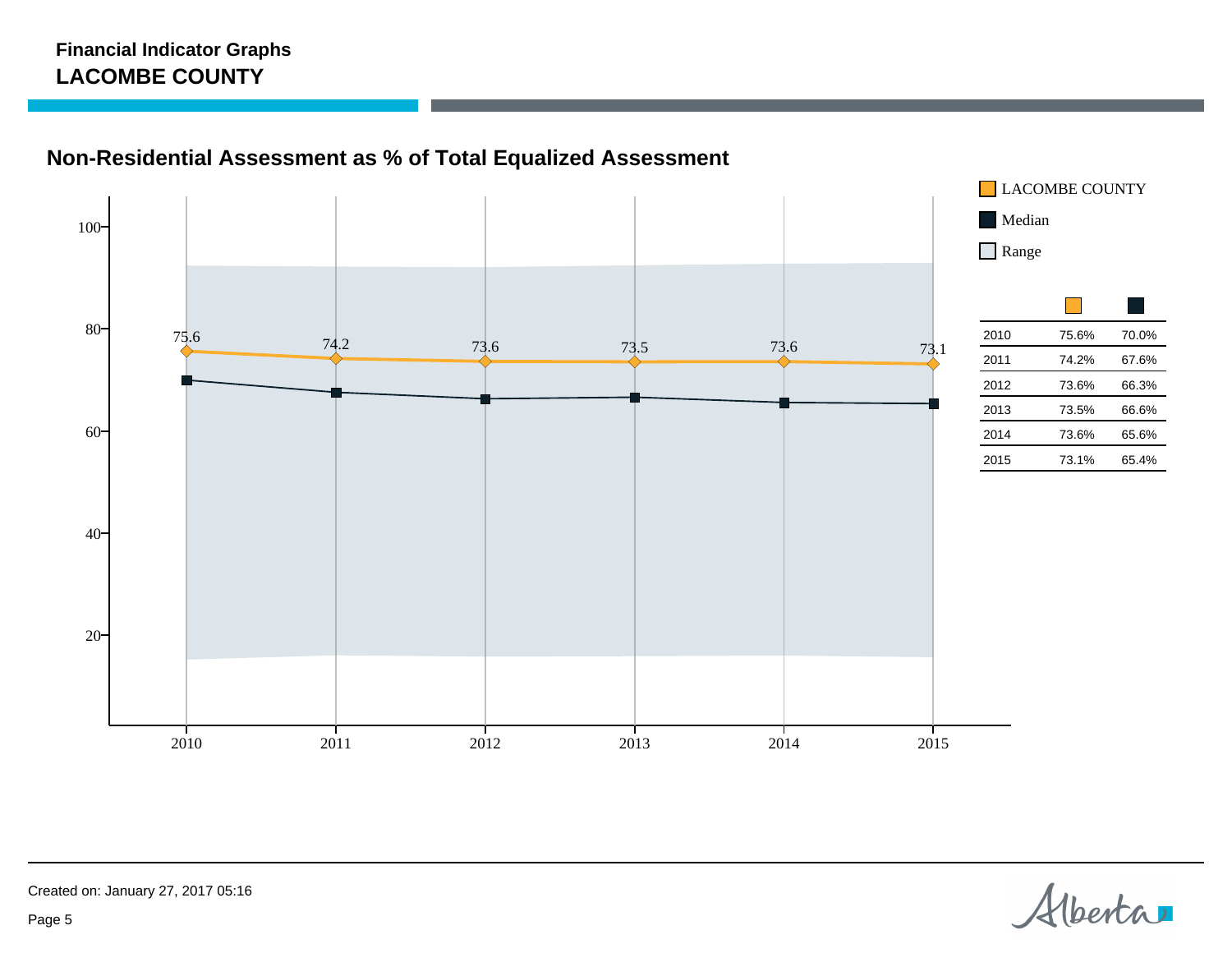**Financial Indicator Graphs**
**LACOMBE COUNTY**

## Non-Residential Assessment as % of Total Equalized Assessment

LACOMBE COUNTY
Median
Range

| | LACOMBE COUNTY | Median |
|---|---|---|
| 2010 | 75.6% | 70.0% |
| 2011 | 74.2% | 67.6% |
| 2012 | 73.6% | 66.3% |
| 2013 | 73.5% | 66.6% |
| 2014 | 73.6% | 65.6% |
| 2015 | 73.1% | 65.4% |

Created on: January 27, 2017 05:16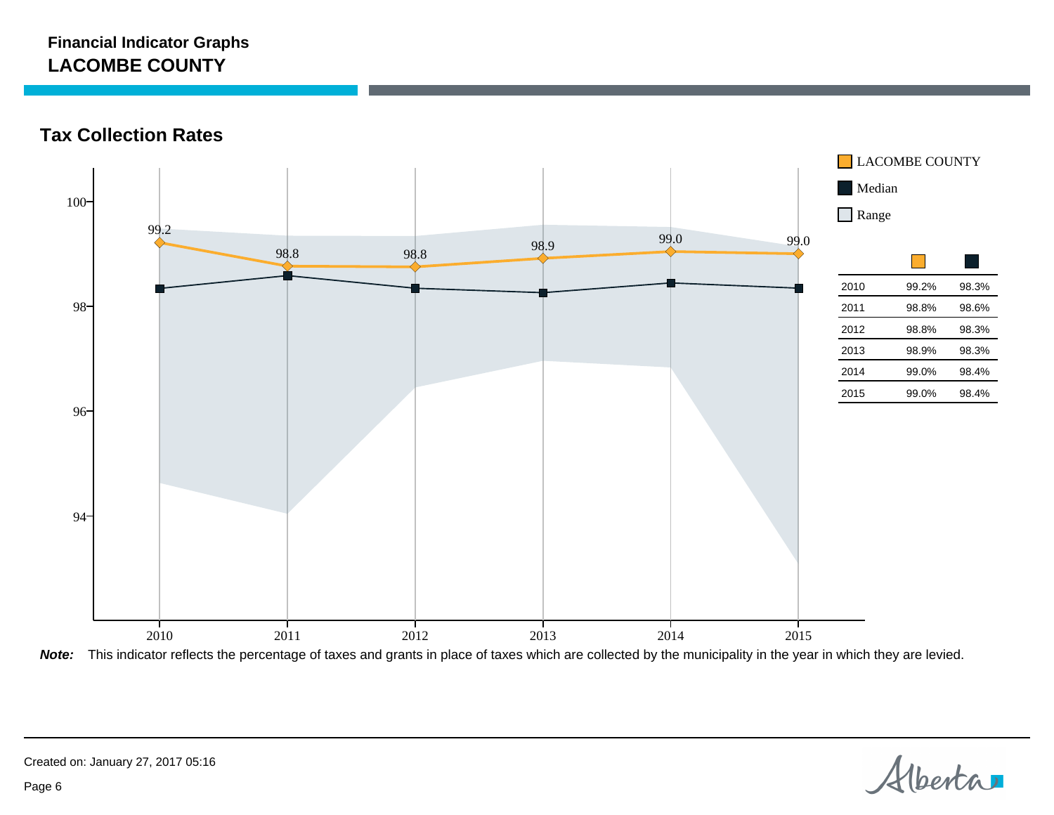**Financial Indicator Graphs**
## LACOMBE COUNTY

### Tax Collection Rates

|  | LACOMBE COUNTY | Median |
|---|---|---|
| 2010 | 99.2% | 98.3% |
| 2011 | 98.8% | 98.6% |
| 2012 | 98.8% | 98.3% |
| 2013 | 98.9% | 98.3% |
| 2014 | 99.0% | 98.4% |
| 2015 | 99.0% | 98.4% |

***Note:*** This indicator reflects the percentage of taxes and grants in place of taxes which are collected by the municipality in the year in which they are levied.

Created on: January 27, 2017 05:16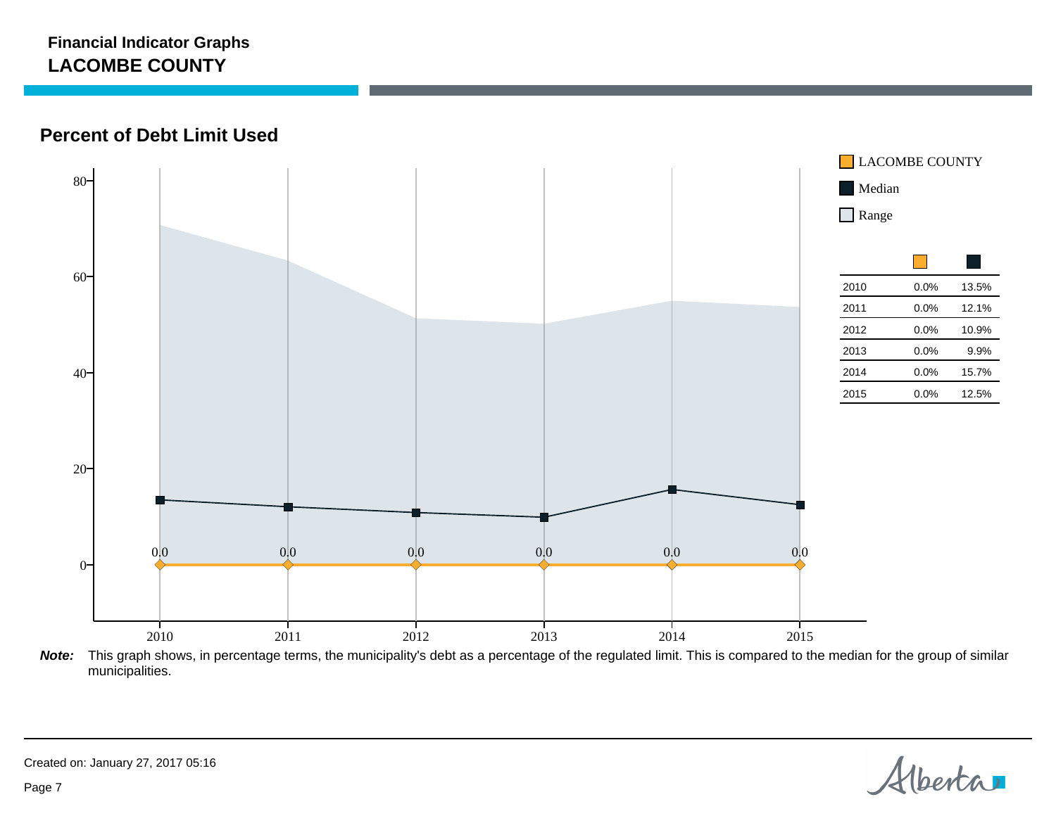**Financial Indicator Graphs**
**LACOMBE COUNTY**

## Percent of Debt Limit Used

| | LACOMBE COUNTY | Median |
|---|---|---|
| 2010 | 0.0% | 13.5% |
| 2011 | 0.0% | 12.1% |
| 2012 | 0.0% | 10.9% |
| 2013 | 0.0% | 9.9% |
| 2014 | 0.0% | 15.7% |
| 2015 | 0.0% | 12.5% |

***Note:*** This graph shows, in percentage terms, the municipality's debt as a percentage of the regulated limit. This is compared to the median for the group of similar municipalities.

Created on: January 27, 2017 05:16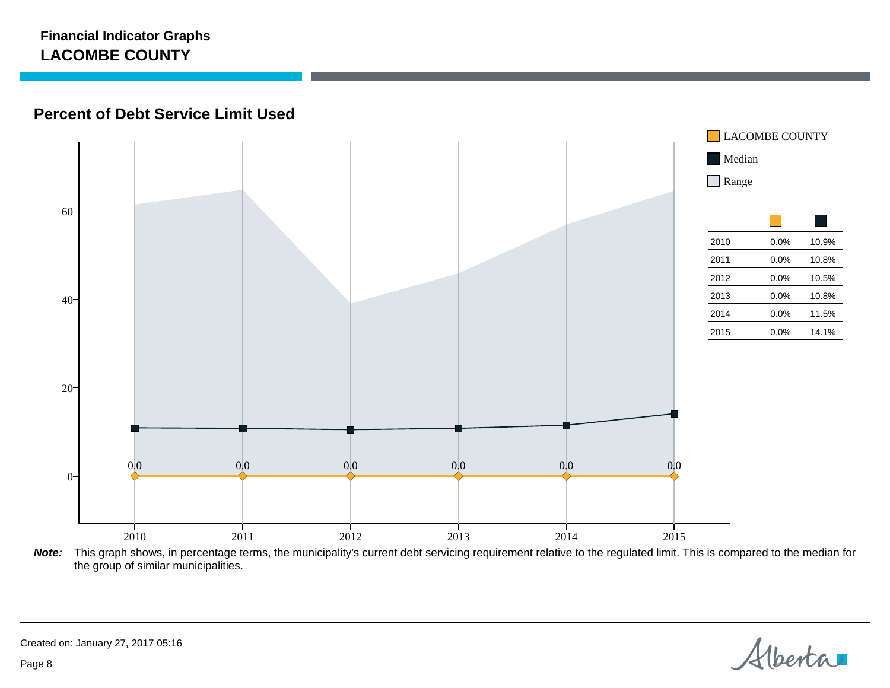**Financial Indicator Graphs**
**LACOMBE COUNTY**

## Percent of Debt Service Limit Used

| | LACOMBE COUNTY | Median |
|---|---|---|
| 2010 | 0.0% | 10.9% |
| 2011 | 0.0% | 10.8% |
| 2012 | 0.0% | 10.5% |
| 2013 | 0.0% | 10.8% |
| 2014 | 0.0% | 11.5% |
| 2015 | 0.0% | 14.1% |

***Note:*** This graph shows, in percentage terms, the municipality's current debt servicing requirement relative to the regulated limit. This is compared to the median for the group of similar municipalities.

Created on: January 27, 2017 05:16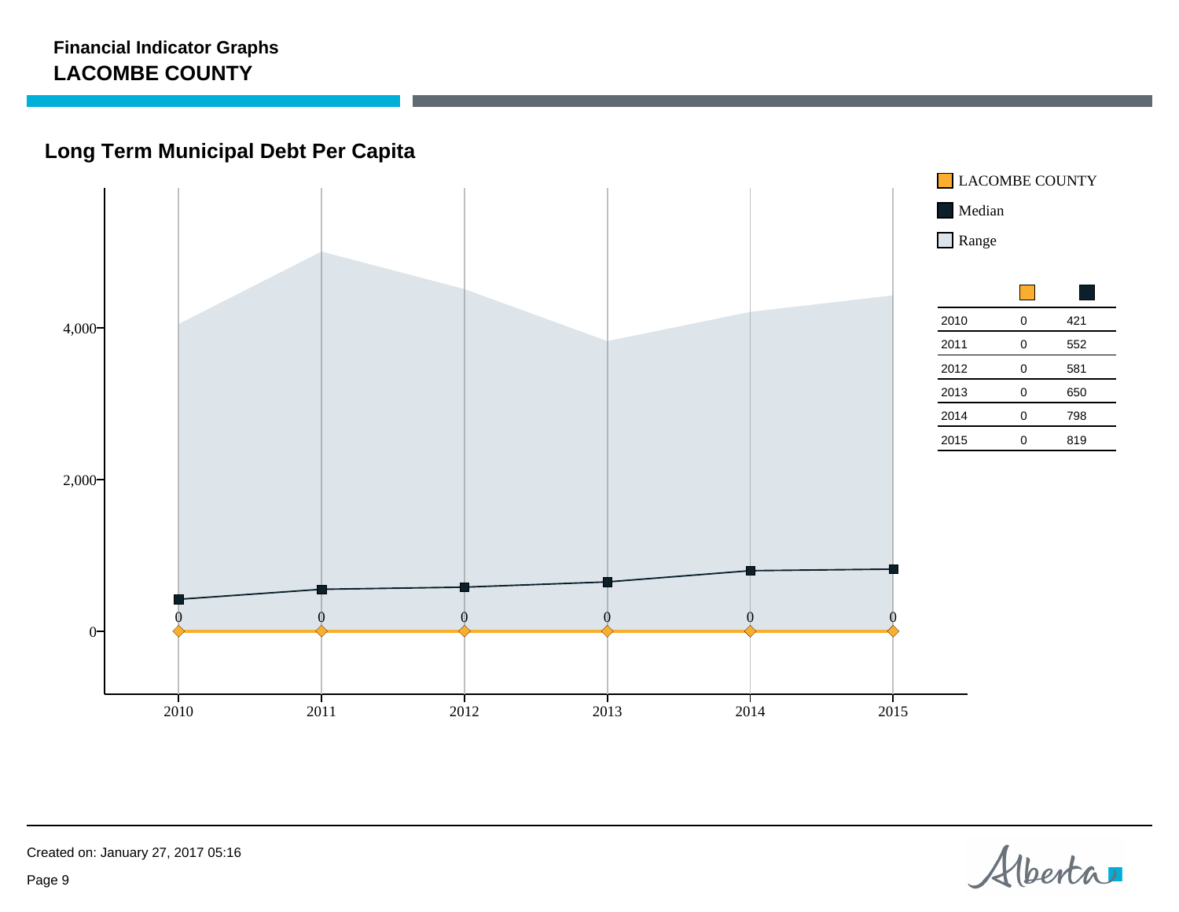**Financial Indicator Graphs**

**LACOMBE COUNTY**

## Long Term Municipal Debt Per Capita

| | LACOMBE COUNTY | Median |
|---|---|---|
| 2010 | 0 | 421 |
| 2011 | 0 | 552 |
| 2012 | 0 | 581 |
| 2013 | 0 | 650 |
| 2014 | 0 | 798 |
| 2015 | 0 | 819 |

Created on: January 27, 2017 05:16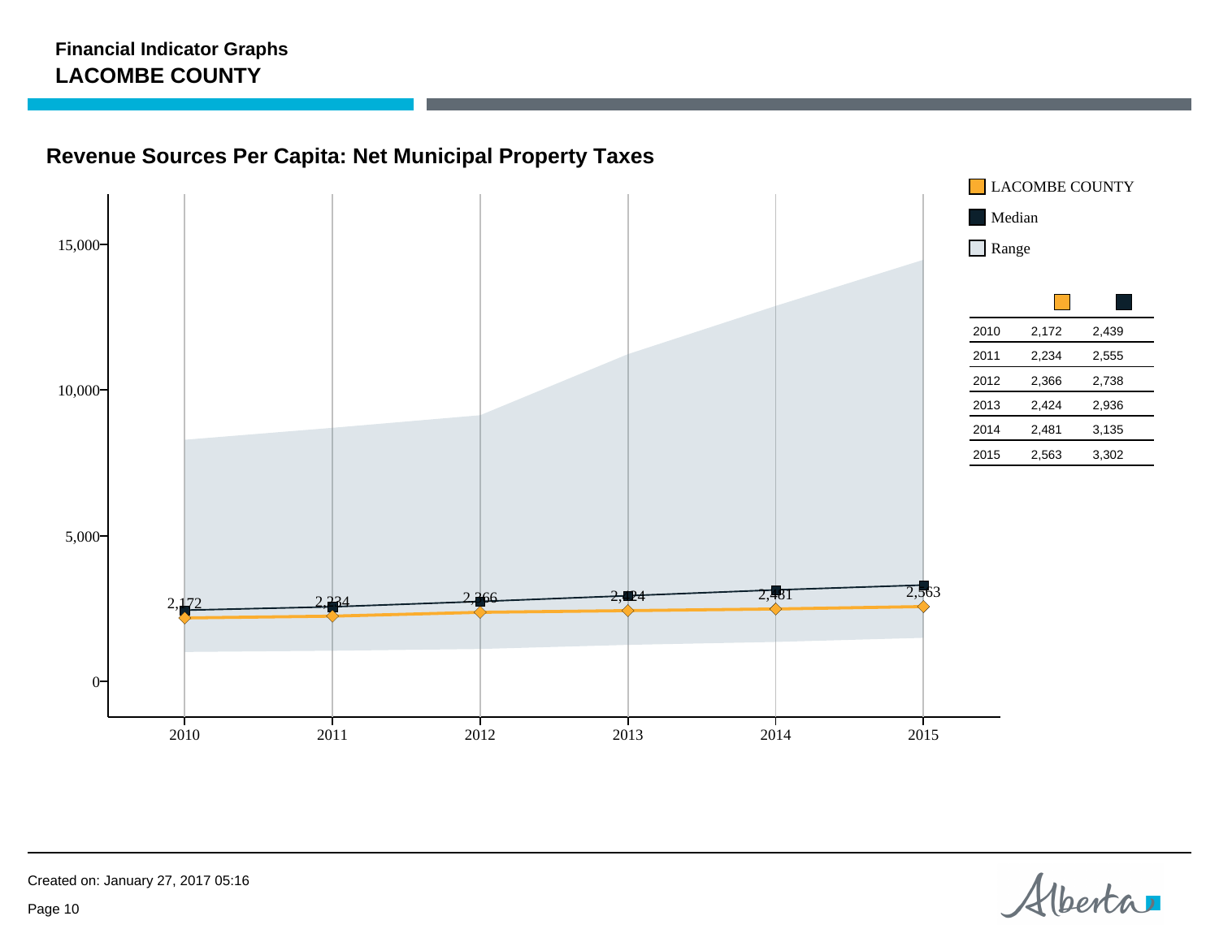**Financial Indicator Graphs**
**LACOMBE COUNTY**

## Revenue Sources Per Capita: Net Municipal Property Taxes

LACOMBE COUNTY
Median
Range

| Year | LACOMBE COUNTY | Median |
|---|---|---|
| 2010 | 2,172 | 2,439 |
| 2011 | 2,234 | 2,555 |
| 2012 | 2,366 | 2,738 |
| 2013 | 2,424 | 2,936 |
| 2014 | 2,481 | 3,135 |
| 2015 | 2,563 | 3,302 |

Created on: January 27, 2017 05:16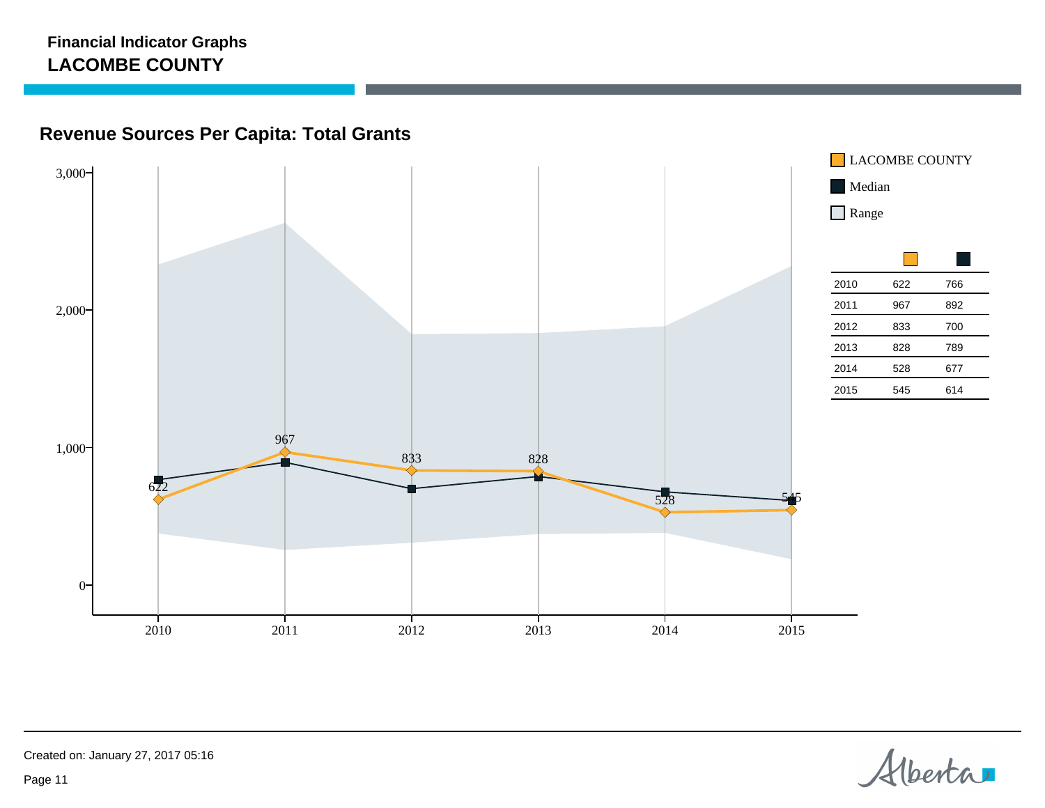**Financial Indicator Graphs**
**LACOMBE COUNTY**

## Revenue Sources Per Capita: Total Grants

Legend: LACOMBE COUNTY, Median, Range

| Year | LACOMBE COUNTY | Median |
|---|---|---|
| 2010 | 622 | 766 |
| 2011 | 967 | 892 |
| 2012 | 833 | 700 |
| 2013 | 828 | 789 |
| 2014 | 528 | 677 |
| 2015 | 545 | 614 |

Created on: January 27, 2017 05:16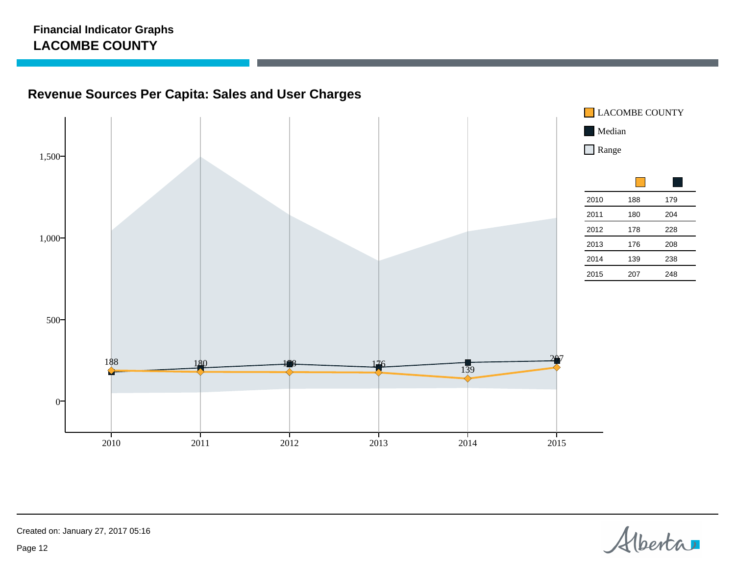**Financial Indicator Graphs**

**LACOMBE COUNTY**

## Revenue Sources Per Capita: Sales and User Charges

LACOMBE COUNTY

Median

Range

| | LACOMBE COUNTY | Median |
|---|---|---|
| 2010 | 188 | 179 |
| 2011 | 180 | 204 |
| 2012 | 178 | 228 |
| 2013 | 176 | 208 |
| 2014 | 139 | 238 |
| 2015 | 207 | 248 |

Created on: January 27, 2017 05:16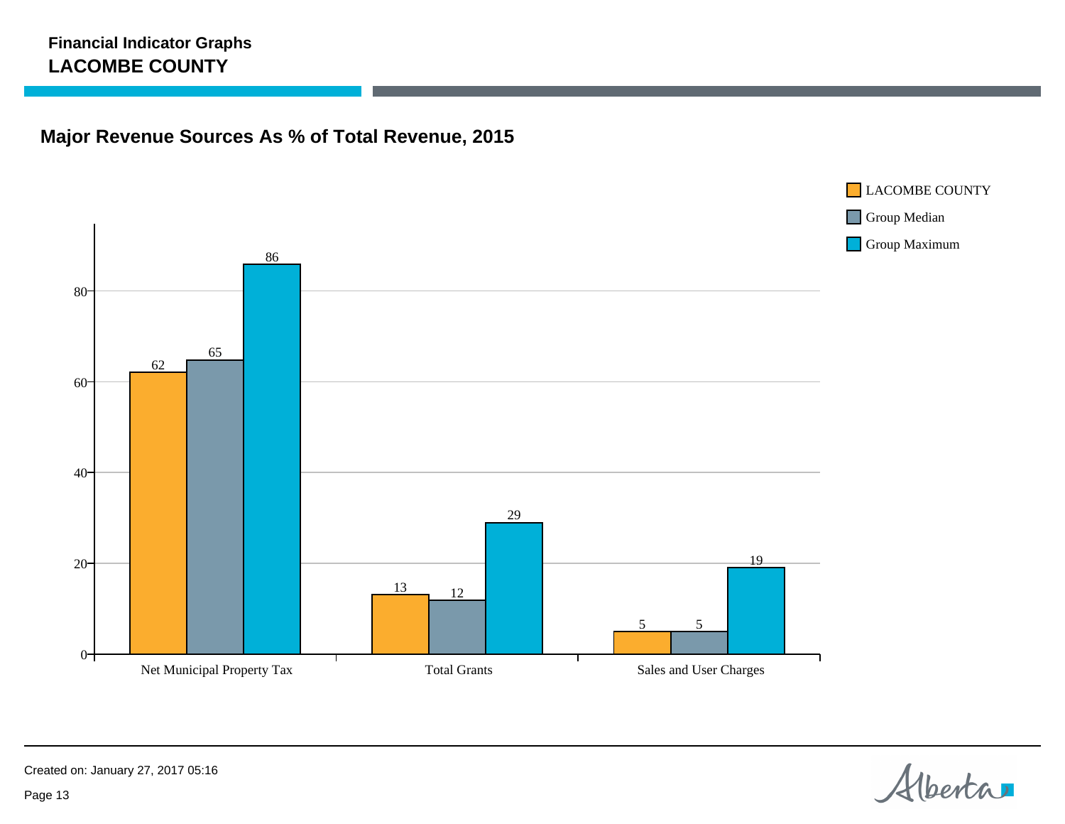**Financial Indicator Graphs**
**LACOMBE COUNTY**

## Major Revenue Sources As % of Total Revenue, 2015

| | LACOMBE COUNTY | Group Median | Group Maximum |
|---|---|---|---|
| Net Municipal Property Tax | 62 | 65 | 86 |
| Total Grants | 13 | 12 | 29 |
| Sales and User Charges | 5 | 5 | 19 |

Created on: January 27, 2017 05:16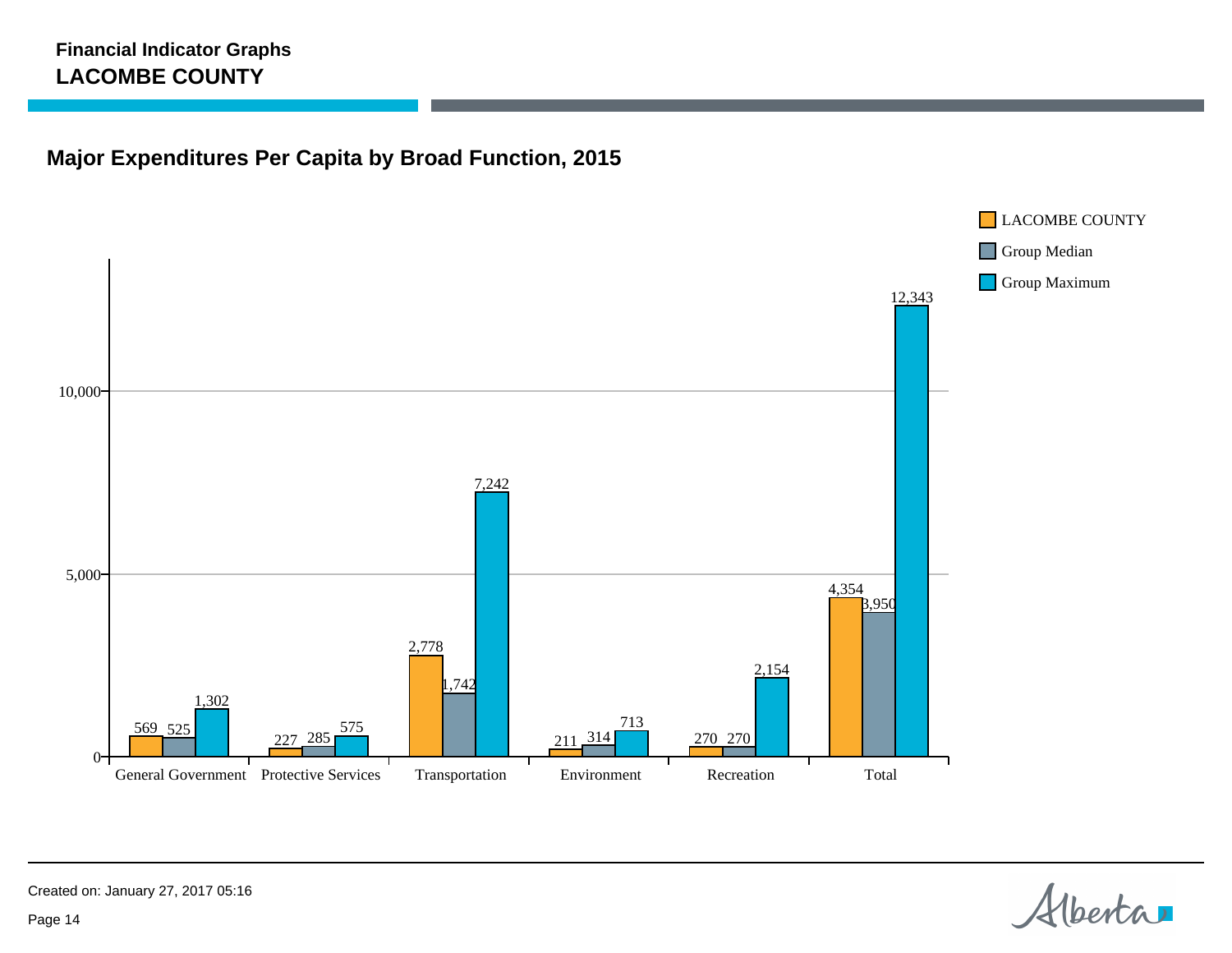**Financial Indicator Graphs**
**LACOMBE COUNTY**

## Major Expenditures Per Capita by Broad Function, 2015

| Function | LACOMBE COUNTY | Group Median | Group Maximum |
|---|---|---|---|
| General Government | 569 | 525 | 1,302 |
| Protective Services | 227 | 285 | 575 |
| Transportation | 2,778 | 1,742 | 7,242 |
| Environment | 211 | 314 | 713 |
| Recreation | 270 | 270 | 2,154 |
| Total | 4,354 | 3,950 | 12,343 |

Created on: January 27, 2017 05:16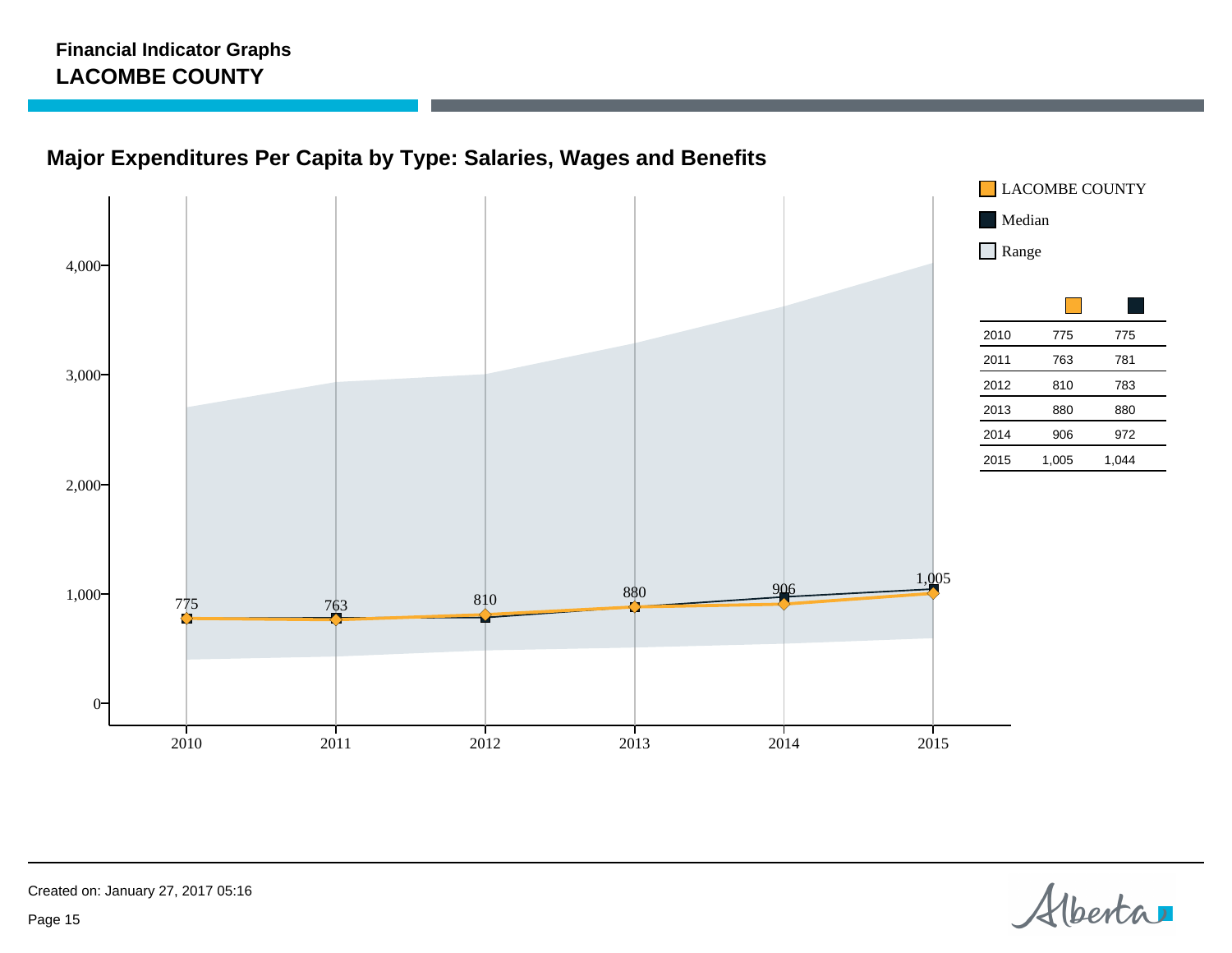**Financial Indicator Graphs**
**LACOMBE COUNTY**

## Major Expenditures Per Capita by Type: Salaries, Wages and Benefits

Legend: LACOMBE COUNTY, Median, Range

| Year | LACOMBE COUNTY | Median |
|---|---|---|
| 2010 | 775 | 775 |
| 2011 | 763 | 781 |
| 2012 | 810 | 783 |
| 2013 | 880 | 880 |
| 2014 | 906 | 972 |
| 2015 | 1,005 | 1,044 |

Created on: January 27, 2017 05:16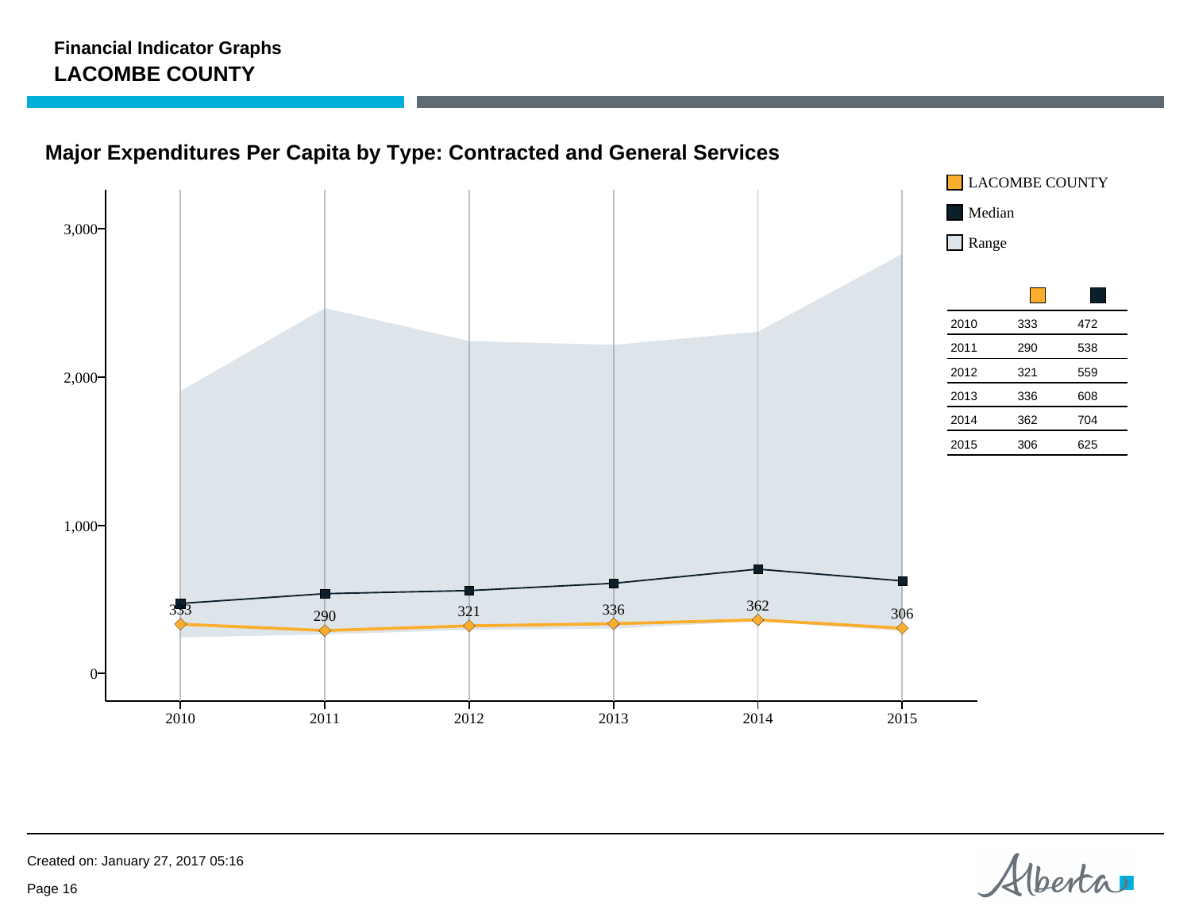**Financial Indicator Graphs**
**LACOMBE COUNTY**

## Major Expenditures Per Capita by Type: Contracted and General Services

LACOMBE COUNTY

Median

Range

| | LACOMBE COUNTY | Median |
|---|---|---|
| 2010 | 333 | 472 |
| 2011 | 290 | 538 |
| 2012 | 321 | 559 |
| 2013 | 336 | 608 |
| 2014 | 362 | 704 |
| 2015 | 306 | 625 |

Created on: January 27, 2017 05:16

Page 16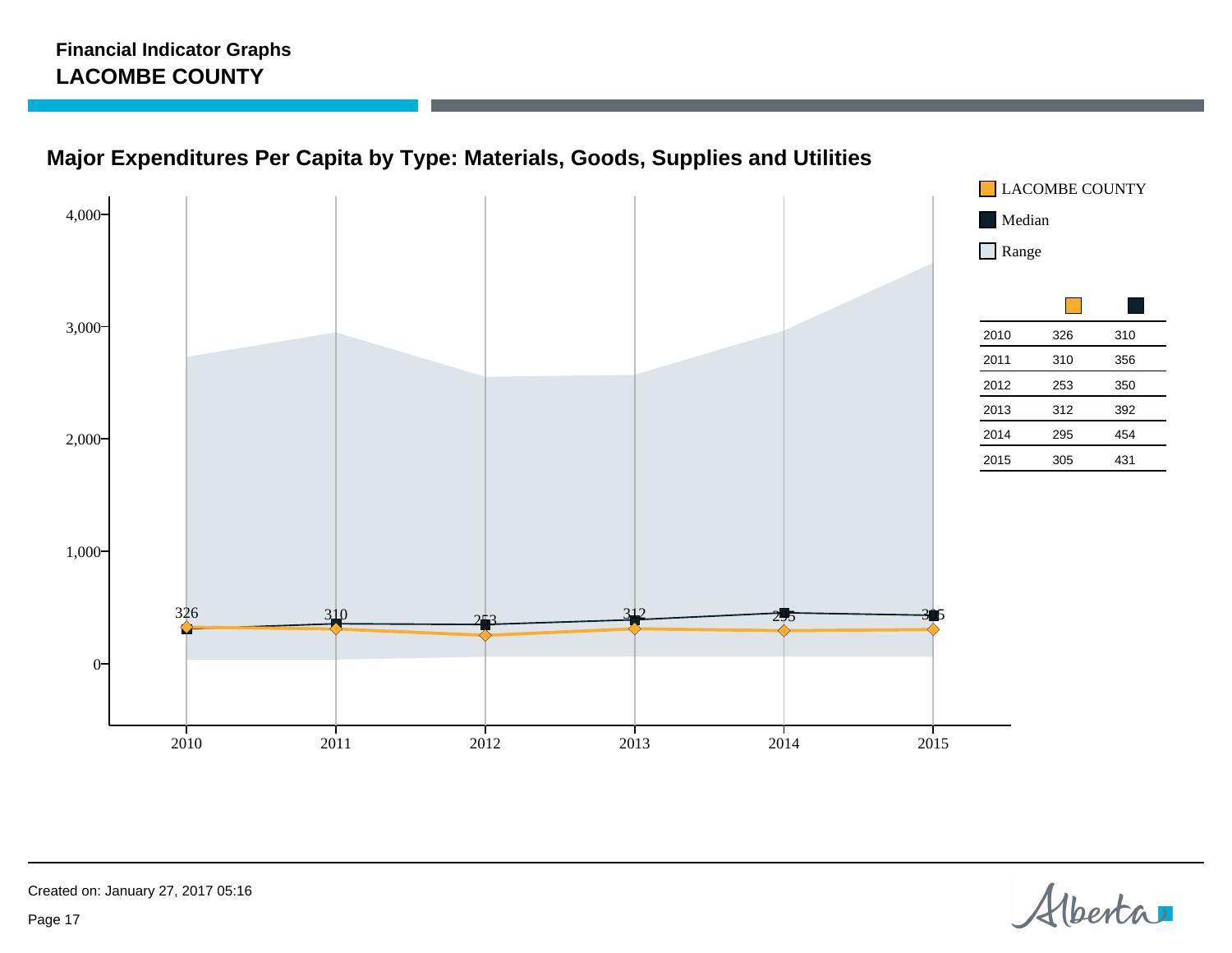Financial Indicator Graphs

**LACOMBE COUNTY**

## Major Expenditures Per Capita by Type: Materials, Goods, Supplies and Utilities

Legend: LACOMBE COUNTY, Median, Range

| | LACOMBE COUNTY | Median |
|---|---|---|
| 2010 | 326 | 310 |
| 2011 | 310 | 356 |
| 2012 | 253 | 350 |
| 2013 | 312 | 392 |
| 2014 | 295 | 454 |
| 2015 | 305 | 431 |

Created on: January 27, 2017 05:16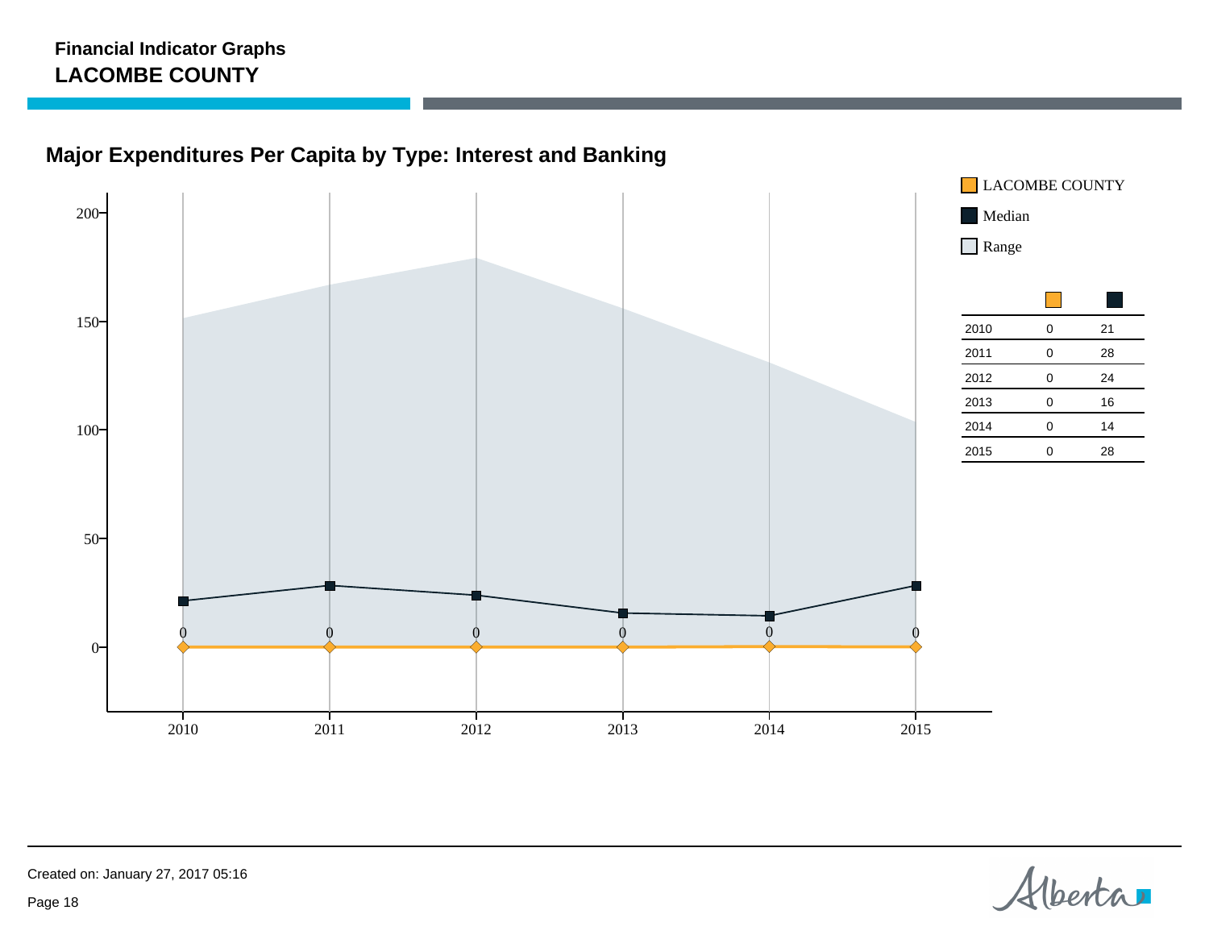**Financial Indicator Graphs**
**LACOMBE COUNTY**

## Major Expenditures Per Capita by Type: Interest and Banking

Legend: LACOMBE COUNTY, Median, Range

| | LACOMBE COUNTY | Median |
|---|---|---|
| 2010 | 0 | 21 |
| 2011 | 0 | 28 |
| 2012 | 0 | 24 |
| 2013 | 0 | 16 |
| 2014 | 0 | 14 |
| 2015 | 0 | 28 |

Created on: January 27, 2017 05:16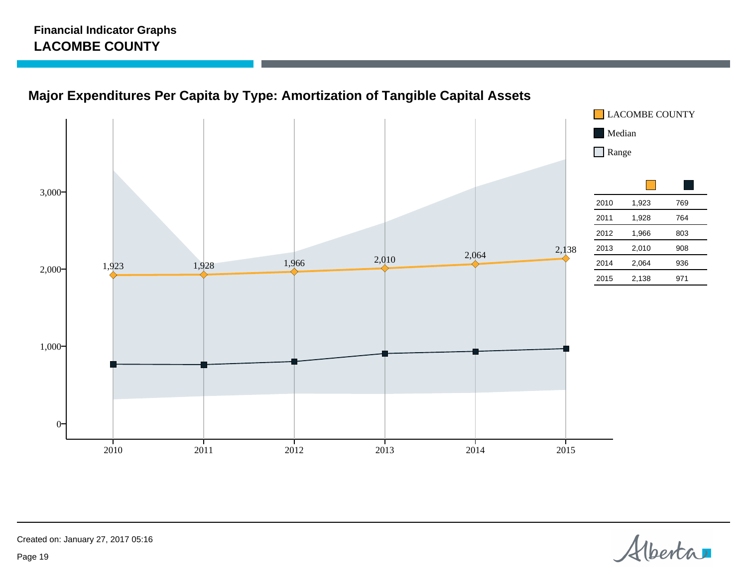**Financial Indicator Graphs**
**LACOMBE COUNTY**

## Major Expenditures Per Capita by Type: Amortization of Tangible Capital Assets

LACOMBE COUNTY

Median

Range

| | LACOMBE COUNTY | Median |
|---|---|---|
| 2010 | 1,923 | 769 |
| 2011 | 1,928 | 764 |
| 2012 | 1,966 | 803 |
| 2013 | 2,010 | 908 |
| 2014 | 2,064 | 936 |
| 2015 | 2,138 | 971 |

Created on: January 27, 2017 05:16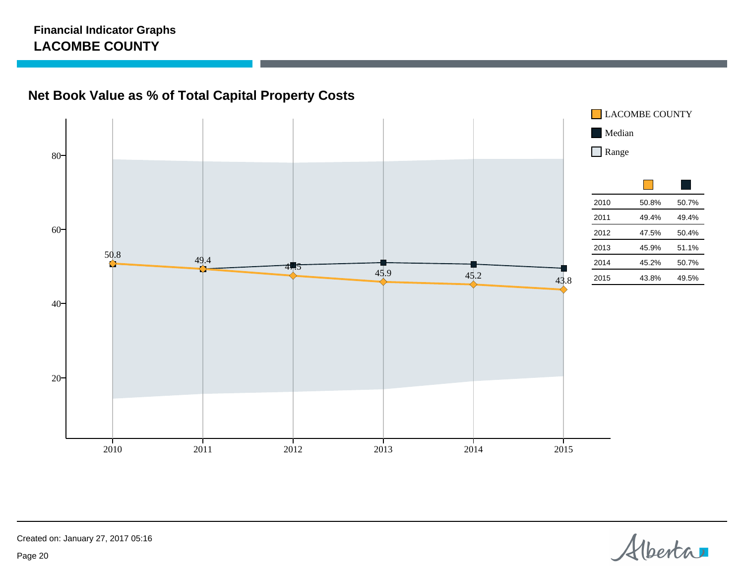**Financial Indicator Graphs**
**LACOMBE COUNTY**

## Net Book Value as % of Total Capital Property Costs

| | LACOMBE COUNTY | Median |
|---|---|---|
| 2010 | 50.8% | 50.7% |
| 2011 | 49.4% | 49.4% |
| 2012 | 47.5% | 50.4% |
| 2013 | 45.9% | 51.1% |
| 2014 | 45.2% | 50.7% |
| 2015 | 43.8% | 49.5% |

Created on: January 27, 2017 05:16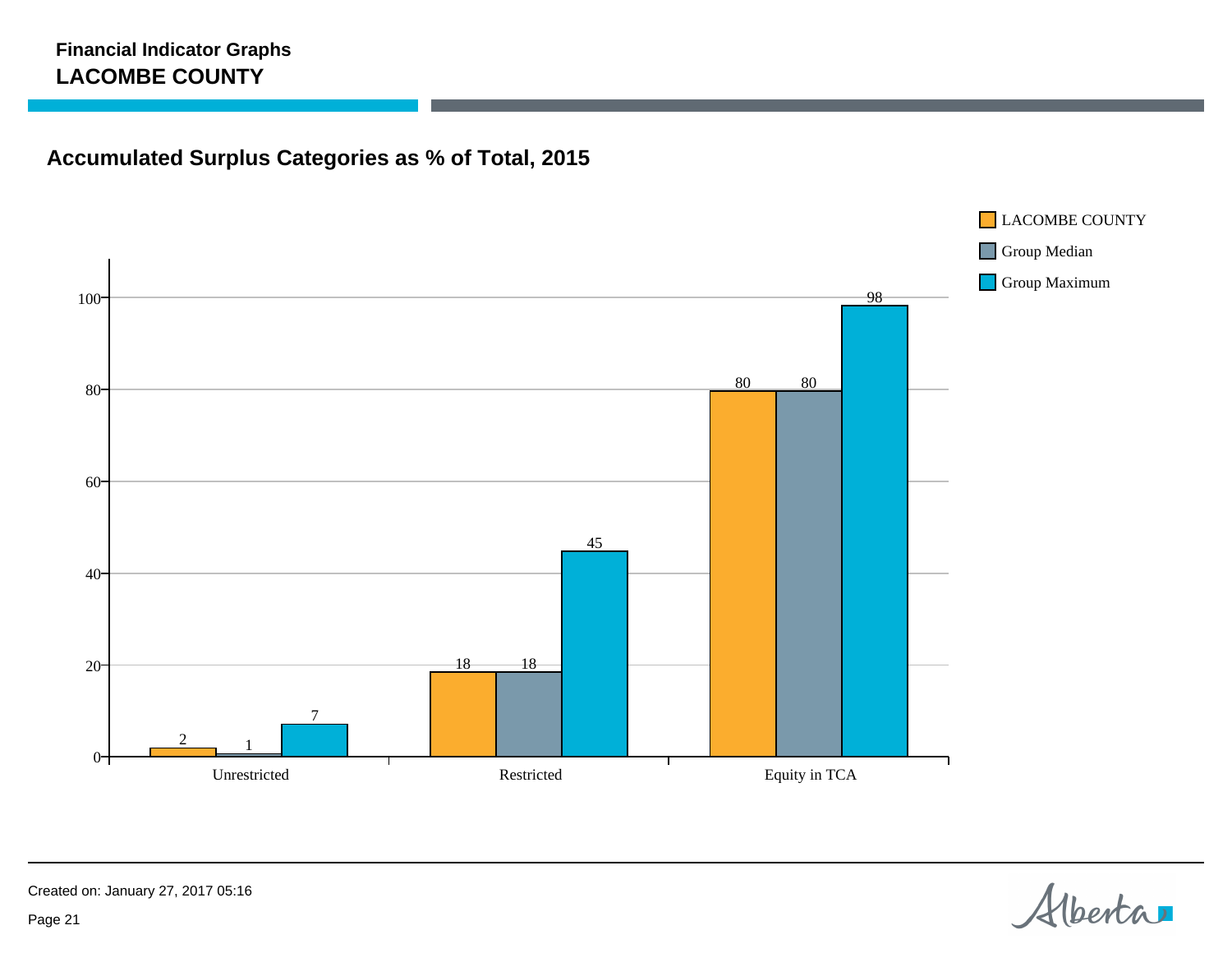**Financial Indicator Graphs**

## LACOMBE COUNTY

### Accumulated Surplus Categories as % of Total, 2015

| Category | LACOMBE COUNTY | Group Median | Group Maximum |
|---|---|---|---|
| Unrestricted | 2 | 1 | 7 |
| Restricted | 18 | 18 | 45 |
| Equity in TCA | 80 | 80 | 98 |

Created on: January 27, 2017 05:16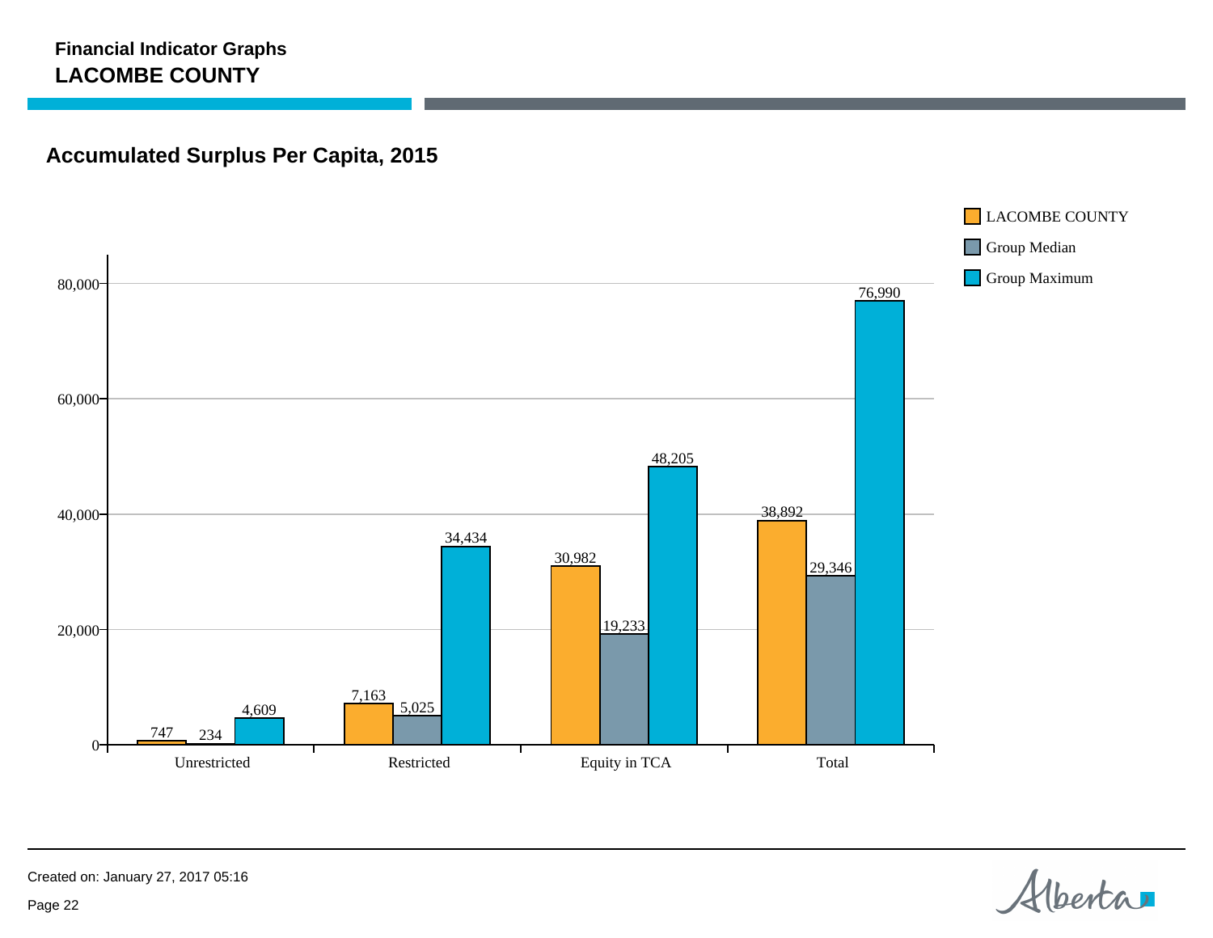**Financial Indicator Graphs**
**LACOMBE COUNTY**

## Accumulated Surplus Per Capita, 2015

| | LACOMBE COUNTY | Group Median | Group Maximum |
|---|---|---|---|
| Unrestricted | 747 | 234 | 4,609 |
| Restricted | 7,163 | 5,025 | 34,434 |
| Equity in TCA | 30,982 | 19,233 | 48,205 |
| Total | 38,892 | 29,346 | 76,990 |

Created on: January 27, 2017 05:16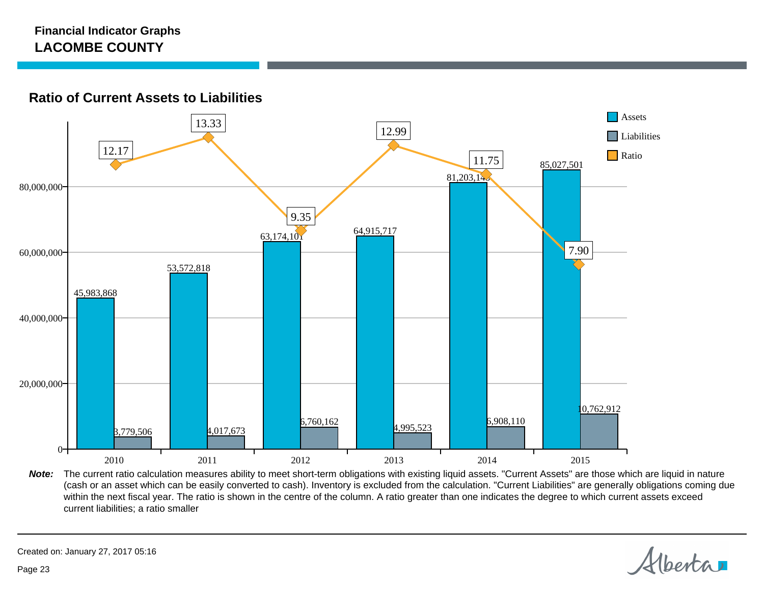**Financial Indicator Graphs**
## LACOMBE COUNTY

### Ratio of Current Assets to Liabilities

| Year | Assets | Liabilities | Ratio |
|---|---|---|---|
| 2010 | 45,983,868 | 3,779,506 | 12.17 |
| 2011 | 53,572,818 | 4,017,673 | 13.33 |
| 2012 | 63,174,101 | 6,760,162 | 9.35 |
| 2013 | 64,915,717 | 4,995,523 | 12.99 |
| 2014 | 81,203,143 | 6,908,110 | 11.75 |
| 2015 | 85,027,501 | 10,762,912 | 7.90 |

***Note:*** The current ratio calculation measures ability to meet short-term obligations with existing liquid assets. "Current Assets" are those which are liquid in nature (cash or an asset which can be easily converted to cash). Inventory is excluded from the calculation. "Current Liabilities" are generally obligations coming due within the next fiscal year. The ratio is shown in the centre of the column. A ratio greater than one indicates the degree to which current assets exceed current liabilities; a ratio smaller

Created on: January 27, 2017 05:16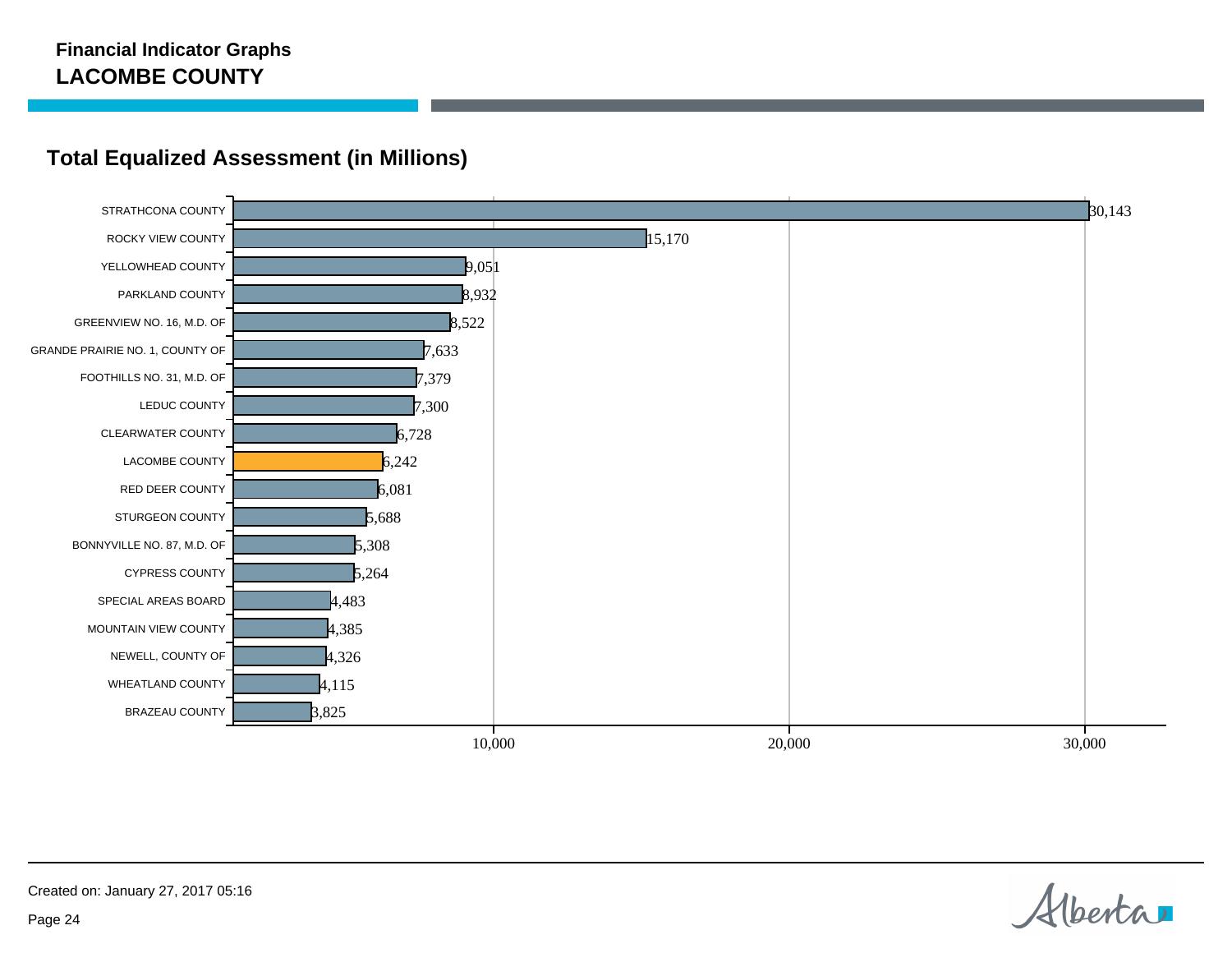**Financial Indicator Graphs**
**LACOMBE COUNTY**

## Total Equalized Assessment (in Millions)

| Municipality | Total Equalized Assessment (in Millions) |
|---|---|
| STRATHCONA COUNTY | 30,143 |
| ROCKY VIEW COUNTY | 15,170 |
| YELLOWHEAD COUNTY | 9,051 |
| PARKLAND COUNTY | 8,932 |
| GREENVIEW NO. 16, M.D. OF | 8,522 |
| GRANDE PRAIRIE NO. 1, COUNTY OF | 7,633 |
| FOOTHILLS NO. 31, M.D. OF | 7,379 |
| LEDUC COUNTY | 7,300 |
| CLEARWATER COUNTY | 6,728 |
| LACOMBE COUNTY | 6,242 |
| RED DEER COUNTY | 6,081 |
| STURGEON COUNTY | 5,688 |
| BONNYVILLE NO. 87, M.D. OF | 5,308 |
| CYPRESS COUNTY | 5,264 |
| SPECIAL AREAS BOARD | 4,483 |
| MOUNTAIN VIEW COUNTY | 4,385 |
| NEWELL, COUNTY OF | 4,326 |
| WHEATLAND COUNTY | 4,115 |
| BRAZEAU COUNTY | 3,825 |

Created on: January 27, 2017 05:16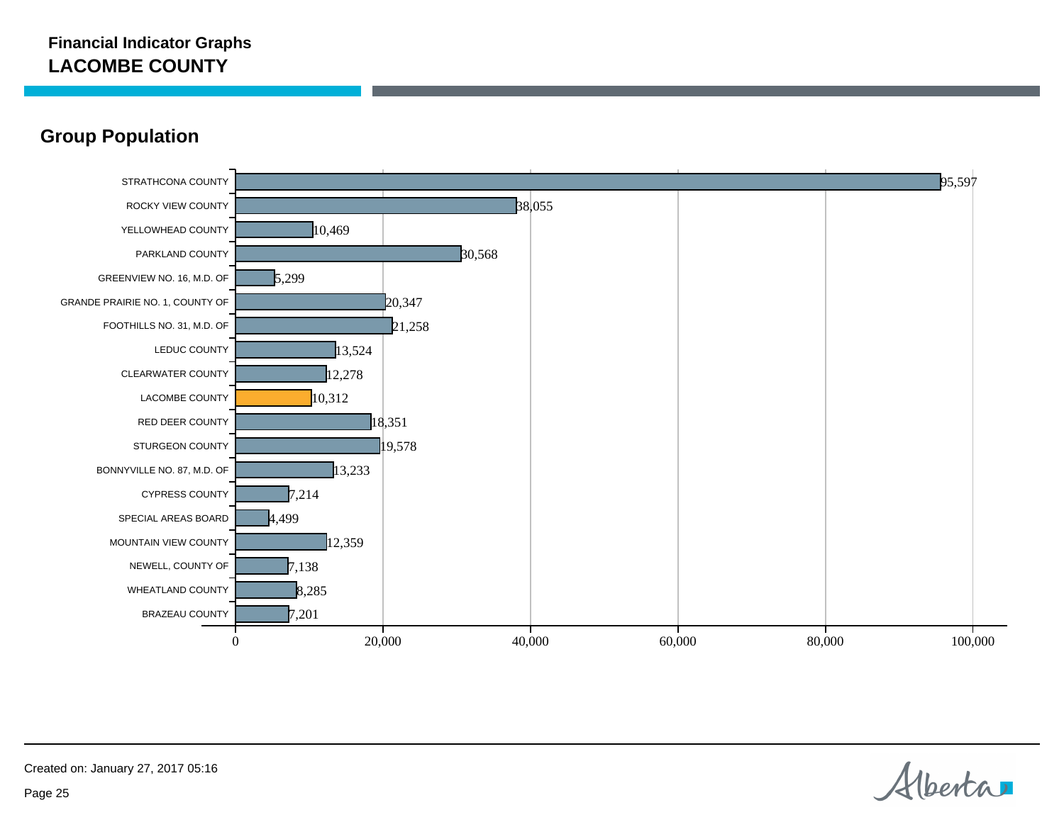**Financial Indicator Graphs**
**LACOMBE COUNTY**

## Group Population

| County | Population |
|---|---|
| STRATHCONA COUNTY | 95,597 |
| ROCKY VIEW COUNTY | 38,055 |
| YELLOWHEAD COUNTY | 10,469 |
| PARKLAND COUNTY | 30,568 |
| GREENVIEW NO. 16, M.D. OF | 5,299 |
| GRANDE PRAIRIE NO. 1, COUNTY OF | 20,347 |
| FOOTHILLS NO. 31, M.D. OF | 21,258 |
| LEDUC COUNTY | 13,524 |
| CLEARWATER COUNTY | 12,278 |
| LACOMBE COUNTY | 10,312 |
| RED DEER COUNTY | 18,351 |
| STURGEON COUNTY | 19,578 |
| BONNYVILLE NO. 87, M.D. OF | 13,233 |
| CYPRESS COUNTY | 7,214 |
| SPECIAL AREAS BOARD | 4,499 |
| MOUNTAIN VIEW COUNTY | 12,359 |
| NEWELL, COUNTY OF | 7,138 |
| WHEATLAND COUNTY | 8,285 |
| BRAZEAU COUNTY | 7,201 |

Created on: January 27, 2017 05:16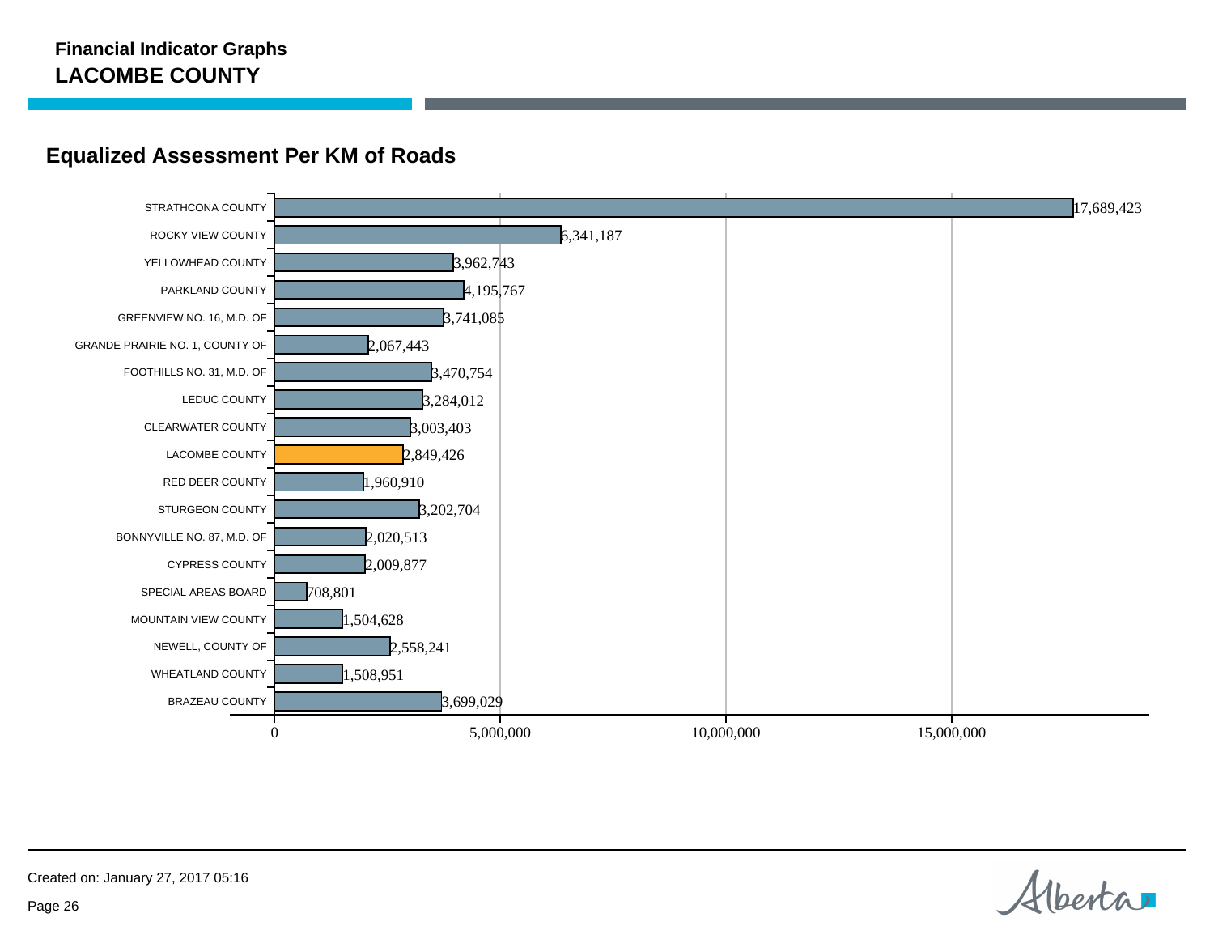**Financial Indicator Graphs**
**LACOMBE COUNTY**

## Equalized Assessment Per KM of Roads

STRATHCONA COUNTY 17,689,423
ROCKY VIEW COUNTY 6,341,187
YELLOWHEAD COUNTY 3,962,743
PARKLAND COUNTY 4,195,767
GREENVIEW NO. 16, M.D. OF 3,741,085
GRANDE PRAIRIE NO. 1, COUNTY OF 2,067,443
FOOTHILLS NO. 31, M.D. OF 3,470,754
LEDUC COUNTY 3,284,012
CLEARWATER COUNTY 3,003,403
LACOMBE COUNTY 2,849,426
RED DEER COUNTY 1,960,910
STURGEON COUNTY 3,202,704
BONNYVILLE NO. 87, M.D. OF 2,020,513
CYPRESS COUNTY 2,009,877
SPECIAL AREAS BOARD 708,801
MOUNTAIN VIEW COUNTY 1,504,628
NEWELL, COUNTY OF 2,558,241
WHEATLAND COUNTY 1,508,951
BRAZEAU COUNTY 3,699,029

0
5,000,000
10,000,000
15,000,000

Created on: January 27, 2017 05:16